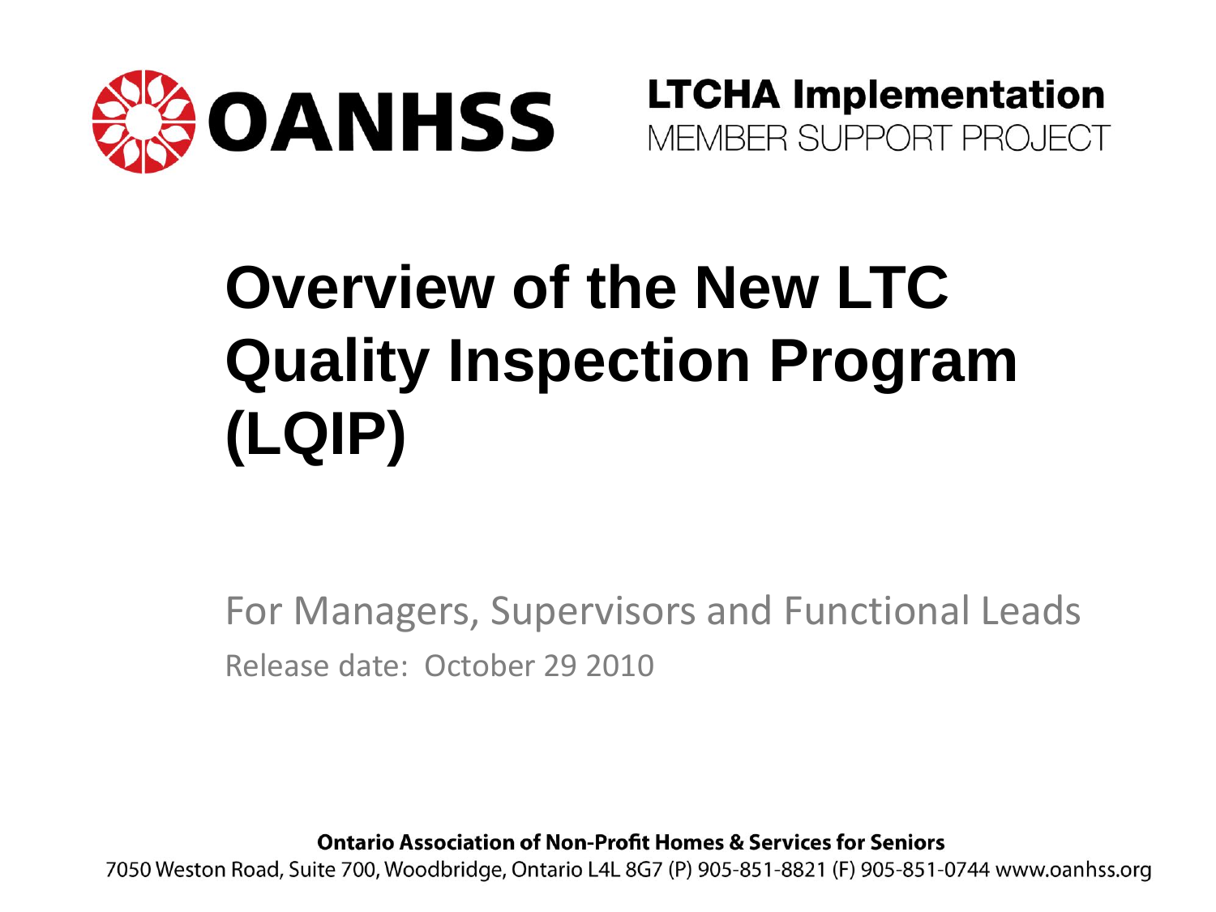**OANHSS**

**LTCHA Implementation**
MEMBER SUPPORT PROJECT

# Overview of the New LTC Quality Inspection Program (LQIP)

For Managers, Supervisors and Functional Leads

Release date: October 29 2010

**Ontario Association of Non-Profit Homes & Services for Seniors**
7050 Weston Road, Suite 700, Woodbridge, Ontario L4L 8G7 (P) 905-851-8821 (F) 905-851-0744 www.oanhss.org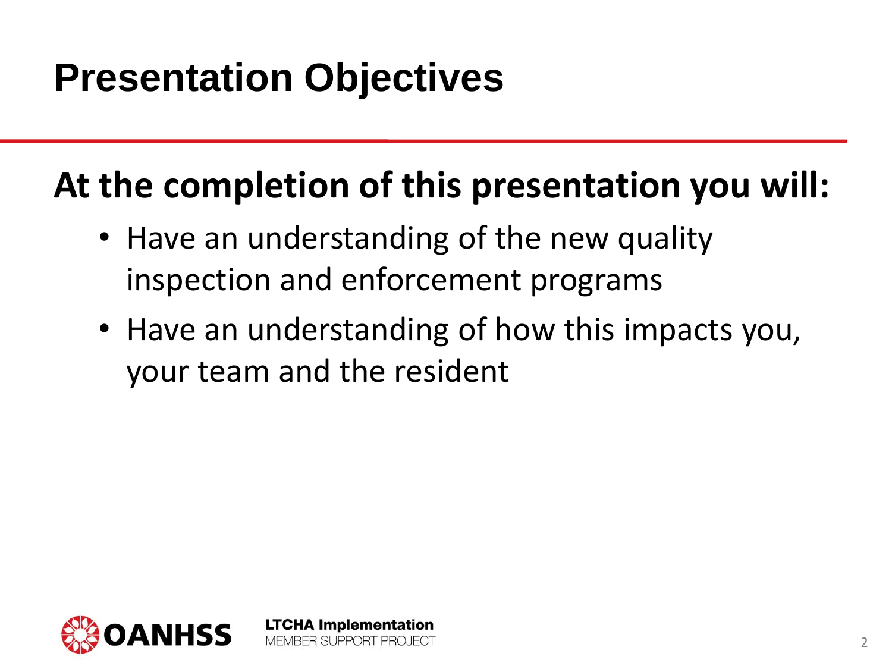# Presentation Objectives

**At the completion of this presentation you will:**

- Have an understanding of the new quality inspection and enforcement programs
- Have an understanding of how this impacts you, your team and the resident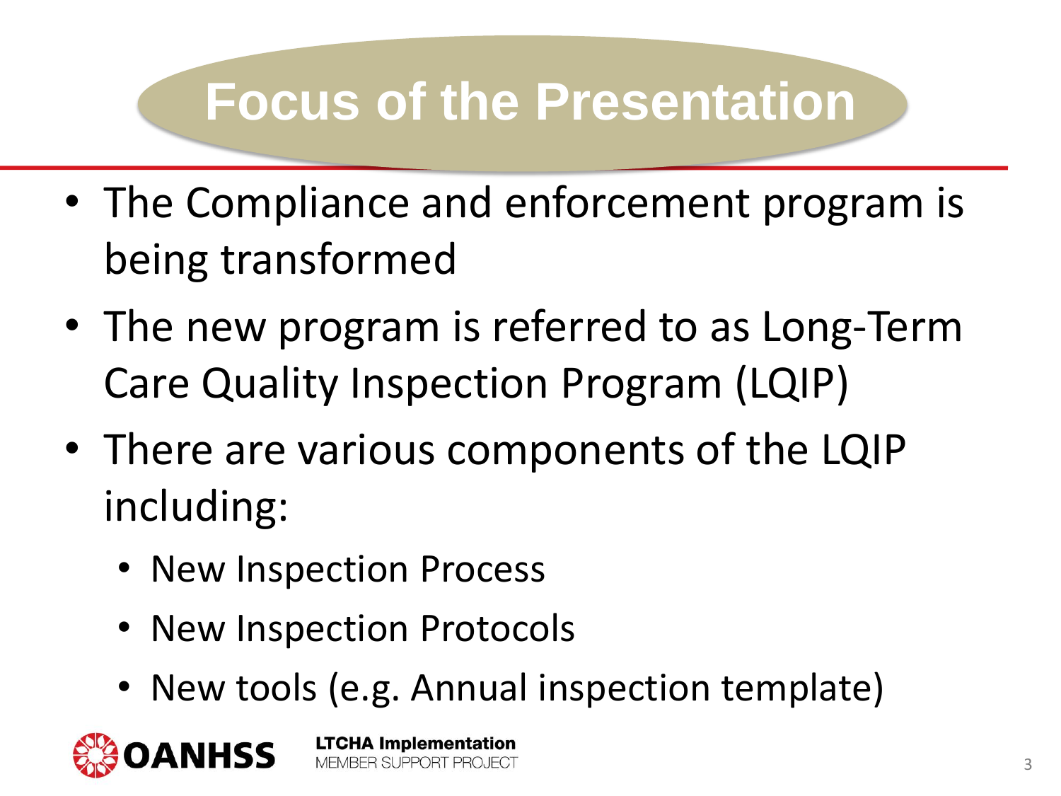# Focus of the Presentation

- The Compliance and enforcement program is being transformed
- The new program is referred to as Long-Term Care Quality Inspection Program (LQIP)
- There are various components of the LQIP including:
  - New Inspection Process
  - New Inspection Protocols
  - New tools (e.g. Annual inspection template)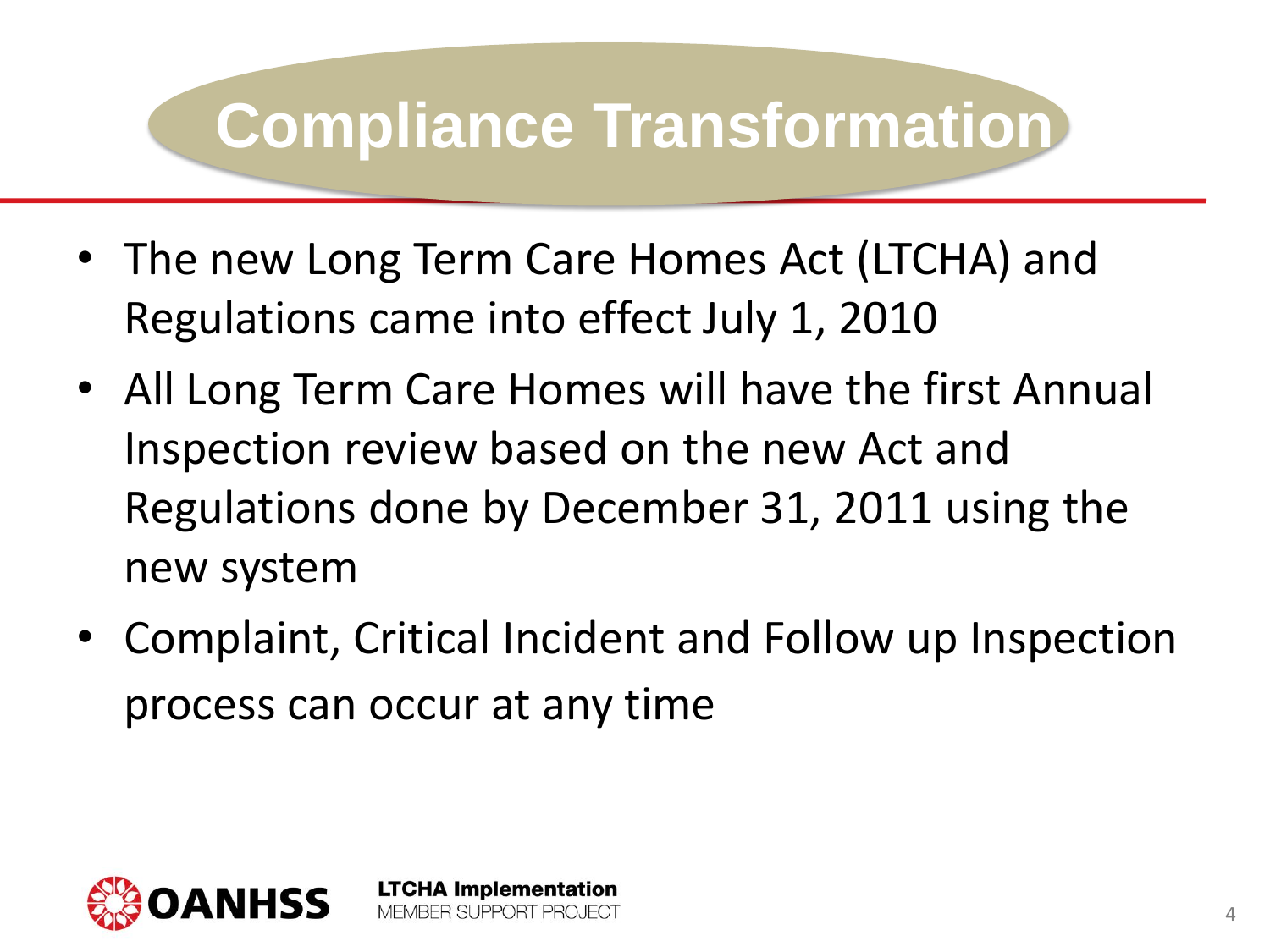# Compliance Transformation

- The new Long Term Care Homes Act (LTCHA) and Regulations came into effect July 1, 2010
- All Long Term Care Homes will have the first Annual Inspection review based on the new Act and Regulations done by December 31, 2011 using the new system
- Complaint, Critical Incident and Follow up Inspection process can occur at any time

OANHSS

**LTCHA Implementation**
MEMBER SUPPORT PROJECT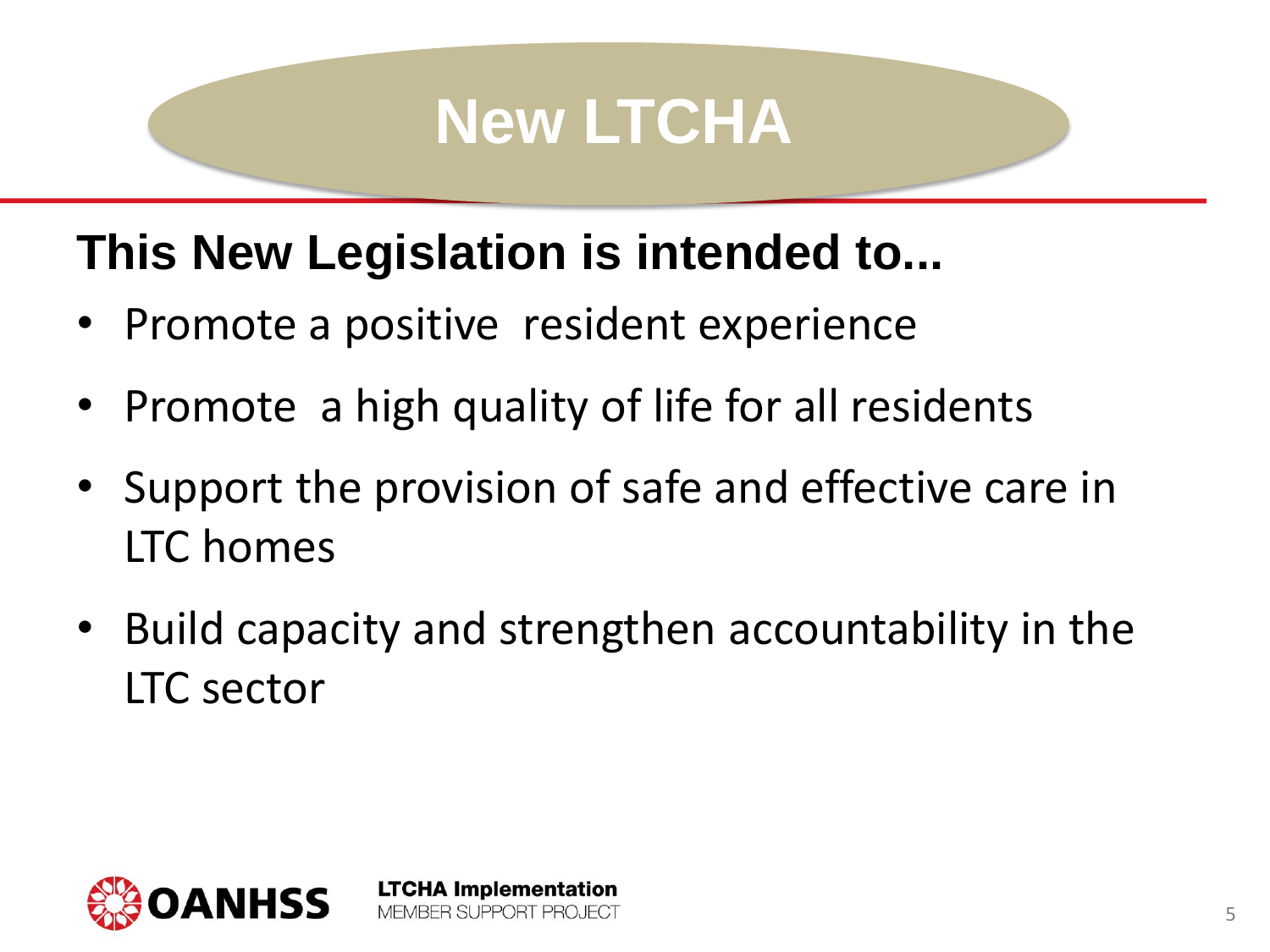# New LTCHA

## This New Legislation is intended to...

- Promote a positive resident experience
- Promote a high quality of life for all residents
- Support the provision of safe and effective care in LTC homes
- Build capacity and strengthen accountability in the LTC sector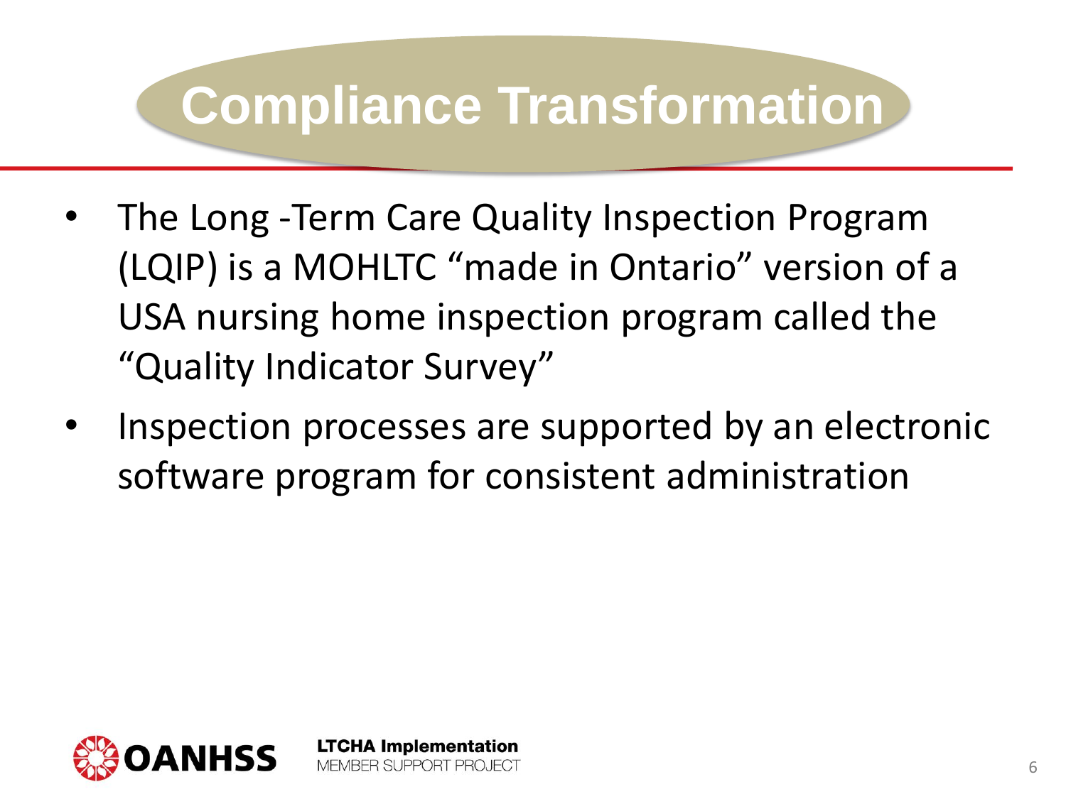# Compliance Transformation

- The Long -Term Care Quality Inspection Program (LQIP) is a MOHLTC “made in Ontario” version of a USA nursing home inspection program called the “Quality Indicator Survey”
- Inspection processes are supported by an electronic software program for consistent administration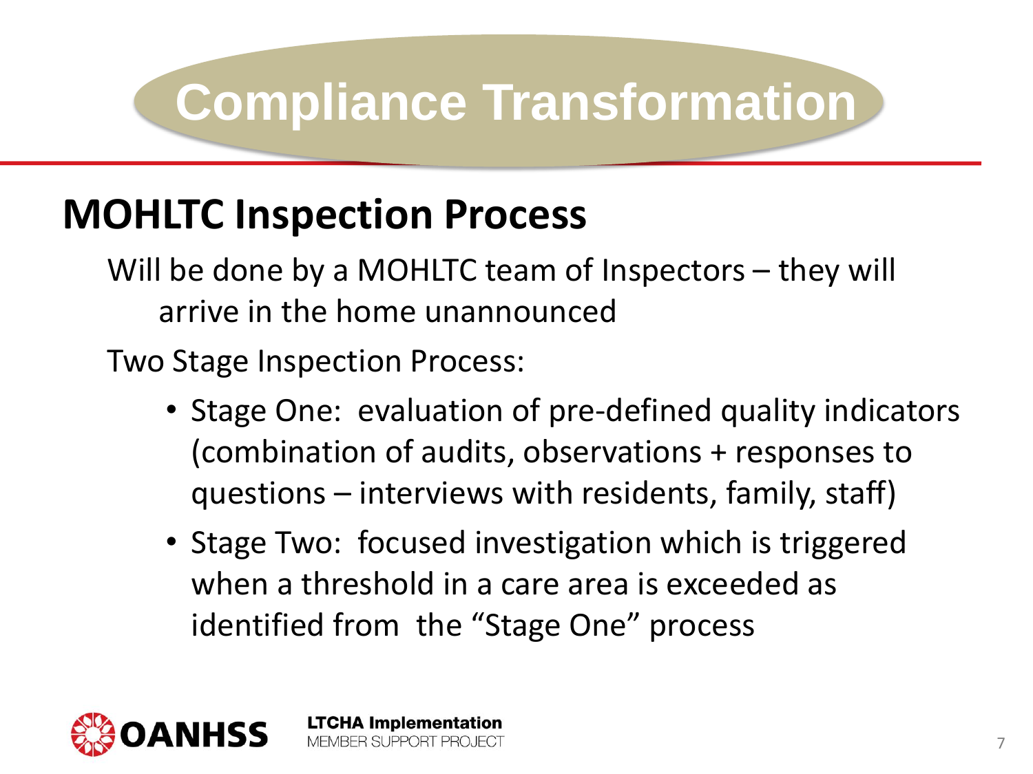# Compliance Transformation

## MOHLTC Inspection Process

Will be done by a MOHLTC team of Inspectors – they will arrive in the home unannounced

Two Stage Inspection Process:

- Stage One: evaluation of pre-defined quality indicators (combination of audits, observations + responses to questions – interviews with residents, family, staff)
- Stage Two: focused investigation which is triggered when a threshold in a care area is exceeded as identified from the "Stage One" process

OANHSS

**LTCHA Implementation**
MEMBER SUPPORT PROJECT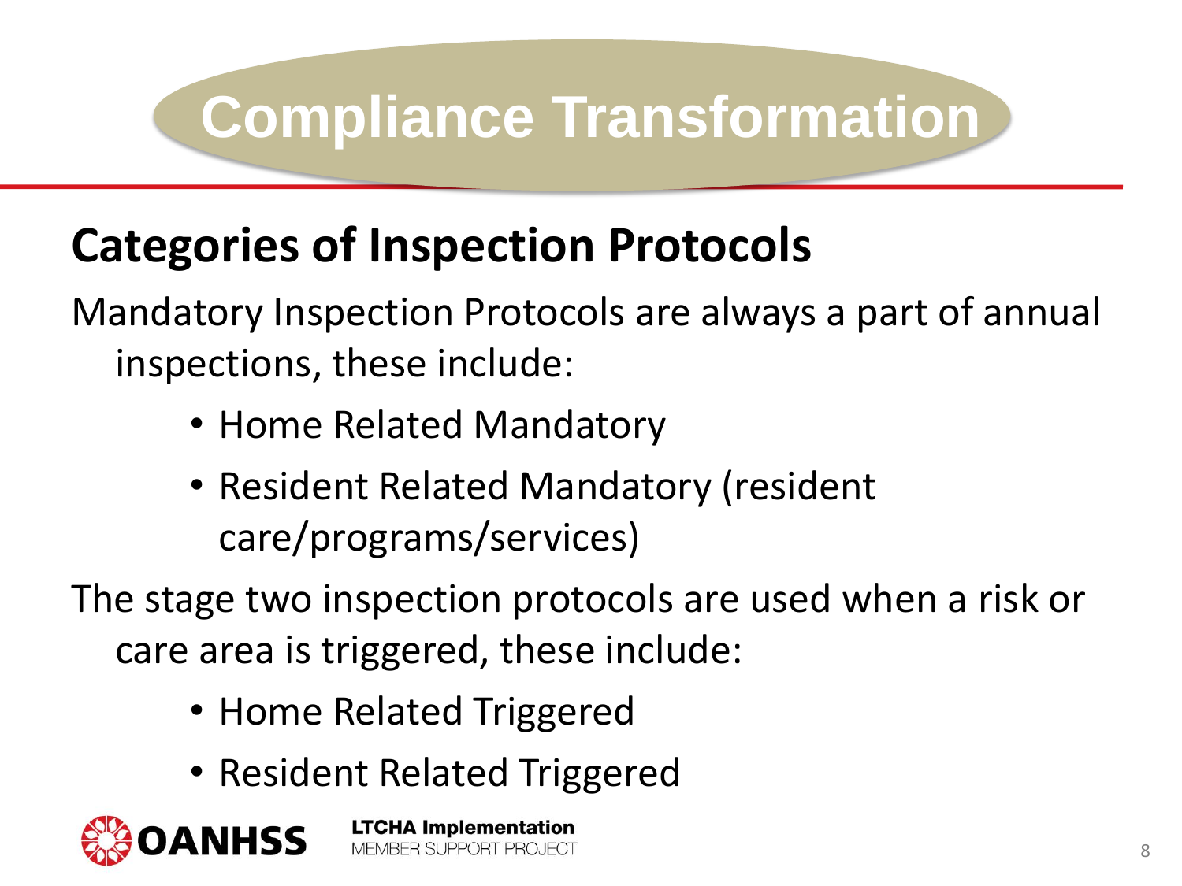# Compliance Transformation

## Categories of Inspection Protocols

Mandatory Inspection Protocols are always a part of annual inspections, these include:

- Home Related Mandatory
- Resident Related Mandatory (resident care/programs/services)

The stage two inspection protocols are used when a risk or care area is triggered, these include:

- Home Related Triggered
- Resident Related Triggered

OANHSS

**LTCHA Implementation**
MEMBER SUPPORT PROJECT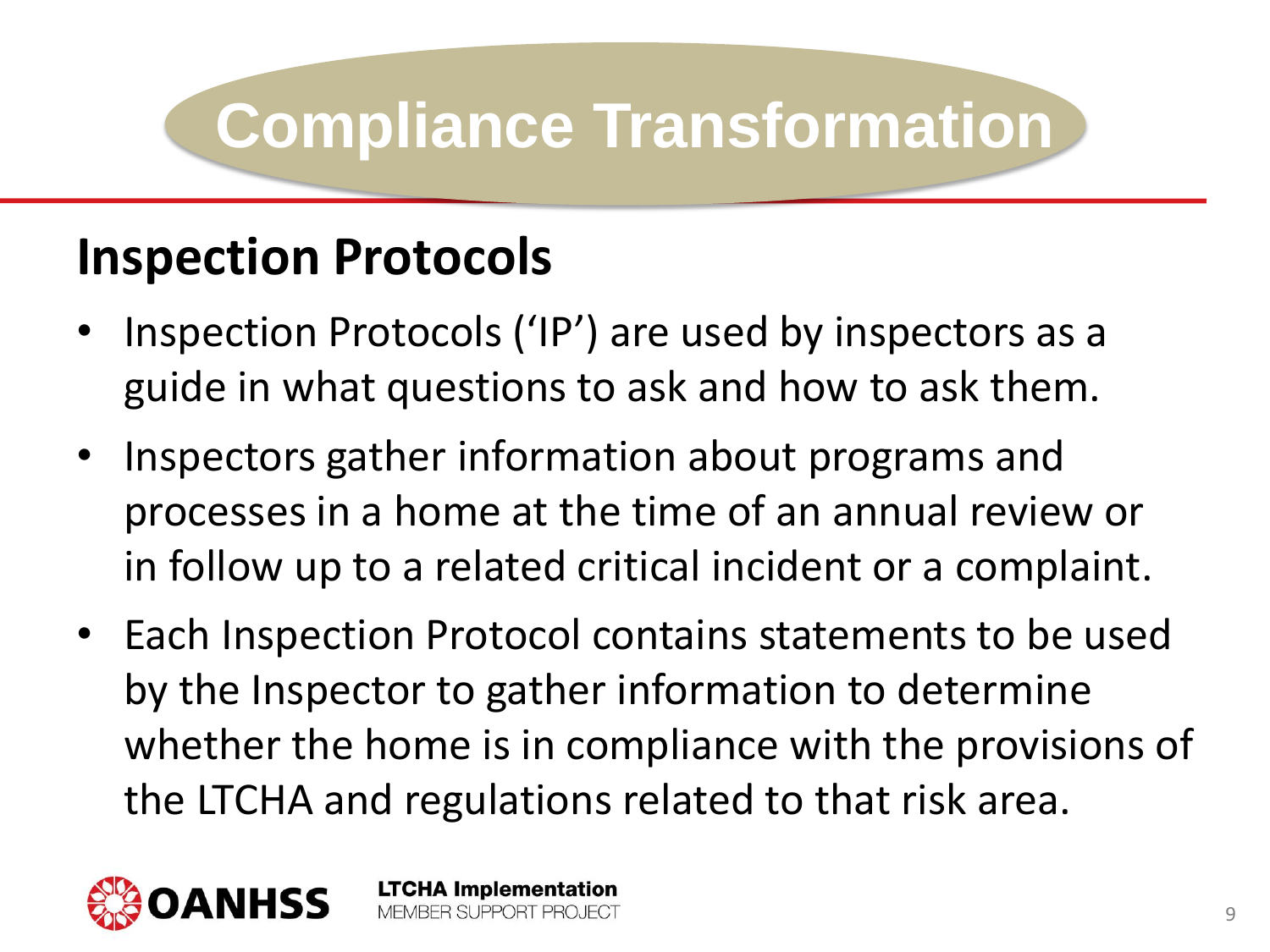# Compliance Transformation

## Inspection Protocols

- Inspection Protocols ('IP') are used by inspectors as a guide in what questions to ask and how to ask them.
- Inspectors gather information about programs and processes in a home at the time of an annual review or in follow up to a related critical incident or a complaint.
- Each Inspection Protocol contains statements to be used by the Inspector to gather information to determine whether the home is in compliance with the provisions of the LTCHA and regulations related to that risk area.

OANHSS

**LTCHA Implementation**
MEMBER SUPPORT PROJECT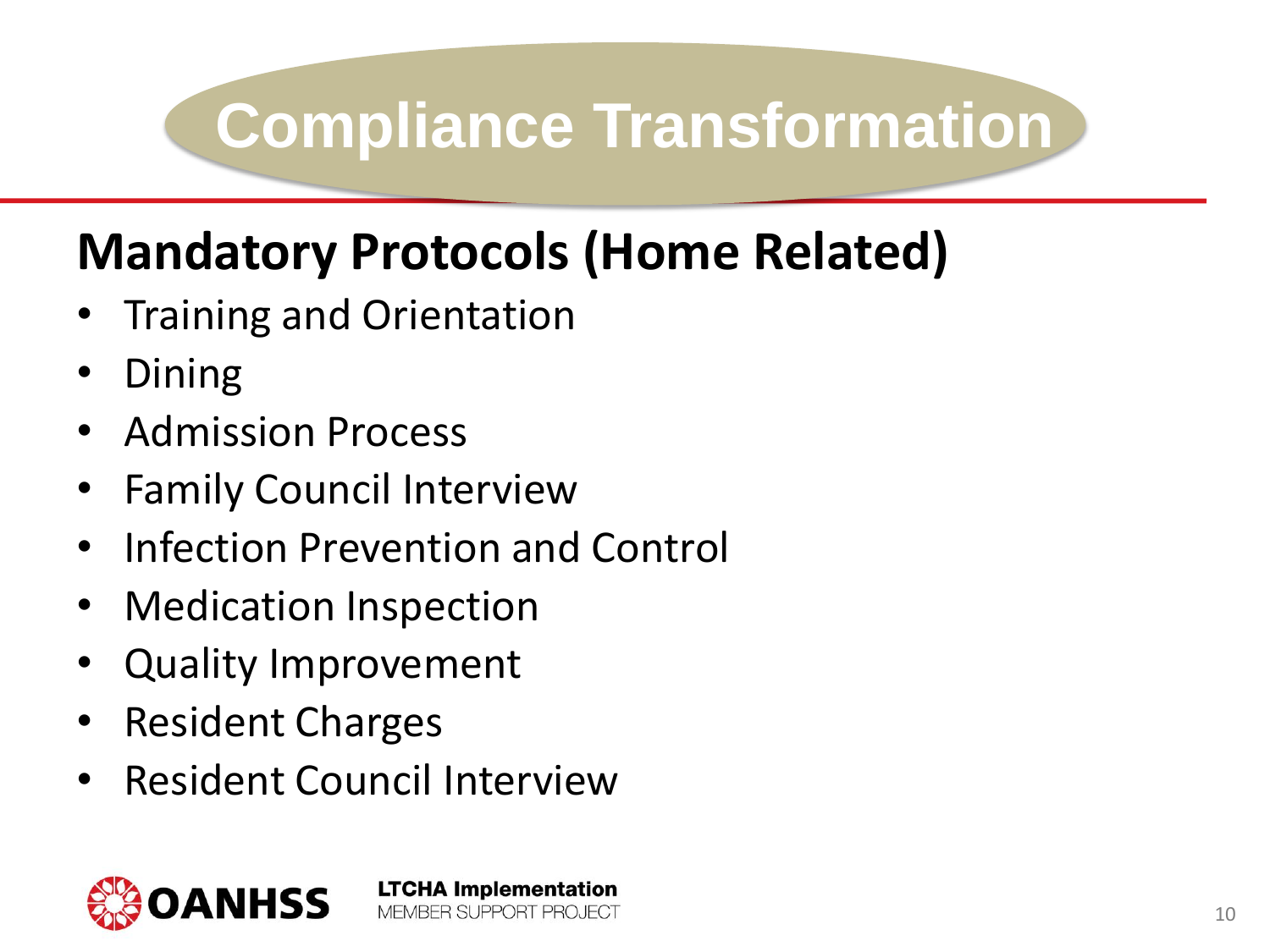# Compliance Transformation

## Mandatory Protocols (Home Related)

- Training and Orientation
- Dining
- Admission Process
- Family Council Interview
- Infection Prevention and Control
- Medication Inspection
- Quality Improvement
- Resident Charges
- Resident Council Interview

OANHSS

**LTCHA Implementation**
MEMBER SUPPORT PROJECT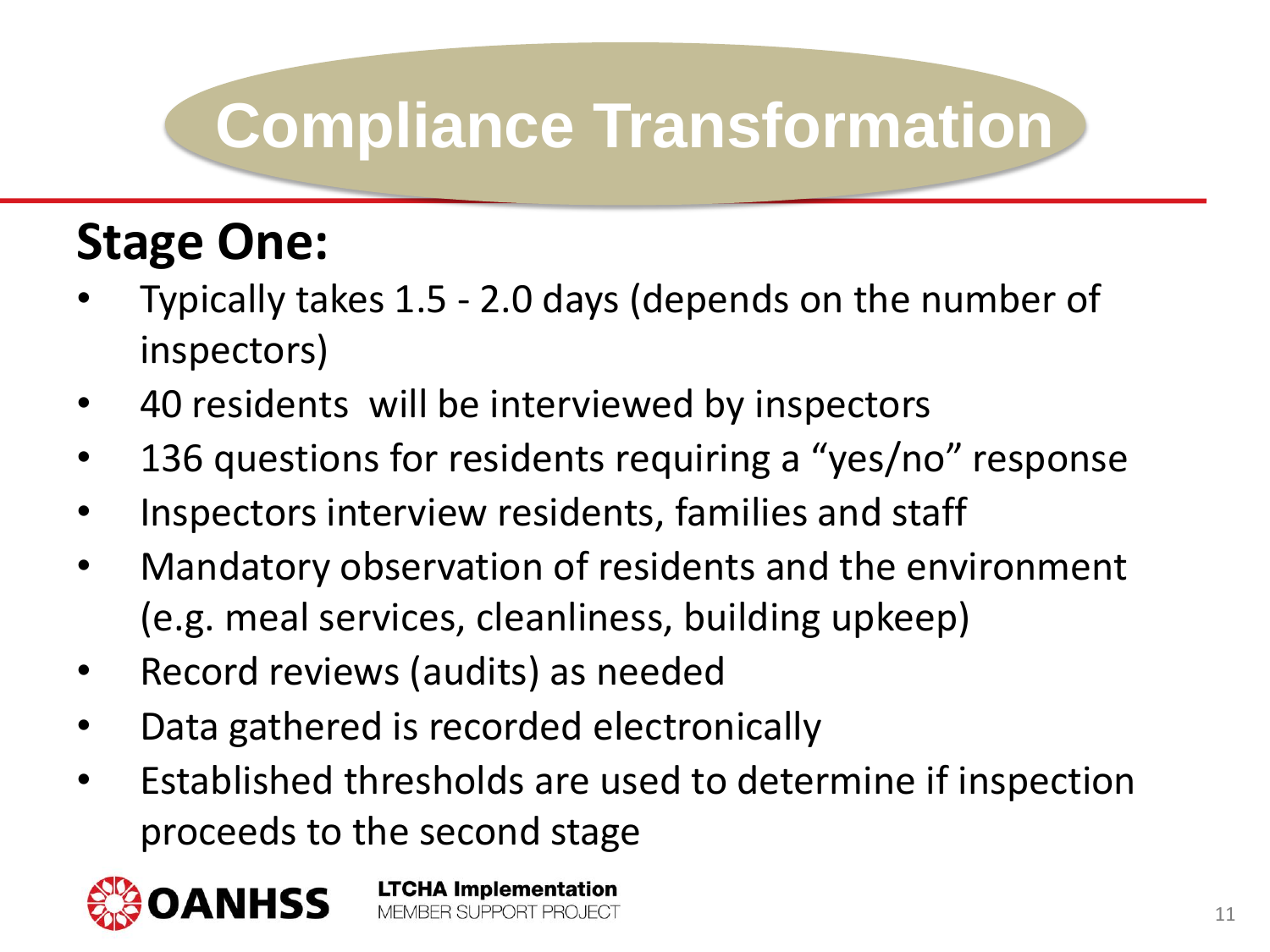# Compliance Transformation

## Stage One:

- Typically takes 1.5 - 2.0 days (depends on the number of inspectors)
- 40 residents  will be interviewed by inspectors
- 136 questions for residents requiring a “yes/no” response
- Inspectors interview residents, families and staff
- Mandatory observation of residents and the environment (e.g. meal services, cleanliness, building upkeep)
- Record reviews (audits) as needed
- Data gathered is recorded electronically
- Established thresholds are used to determine if inspection proceeds to the second stage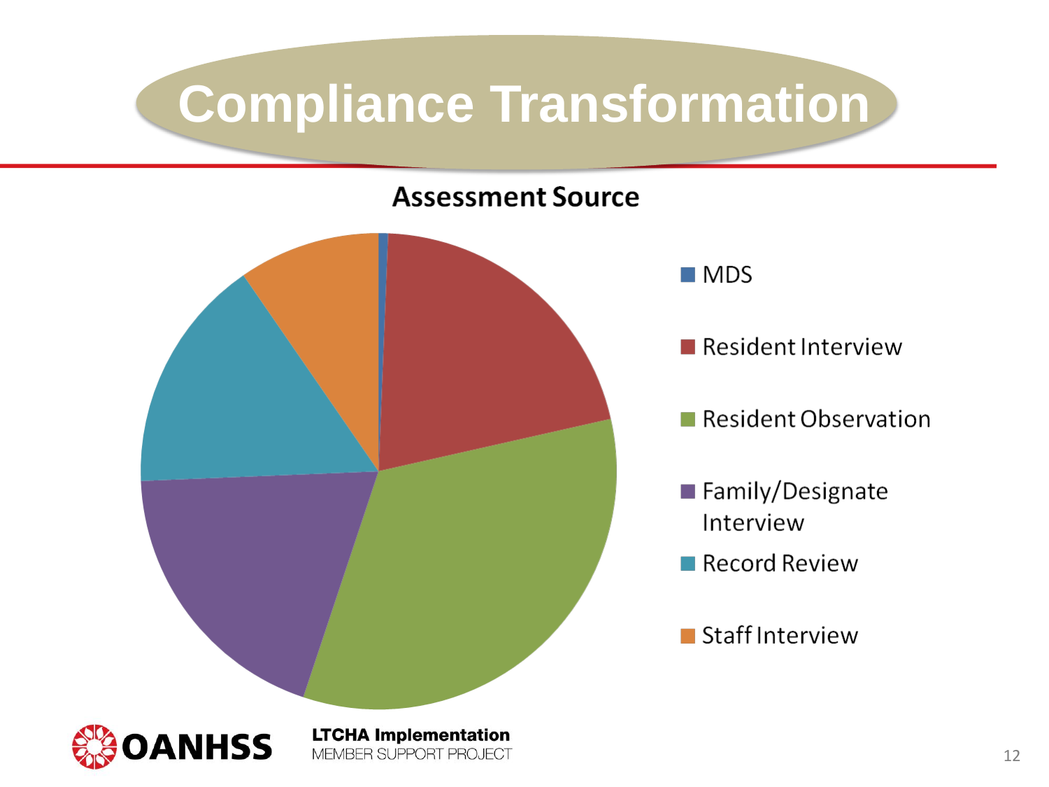# Compliance Transformation

**Assessment Source**

- MDS
- Resident Interview
- Resident Observation
- Family/Designate Interview
- Record Review
- Staff Interview

**LTCHA Implementation**
MEMBER SUPPORT PROJECT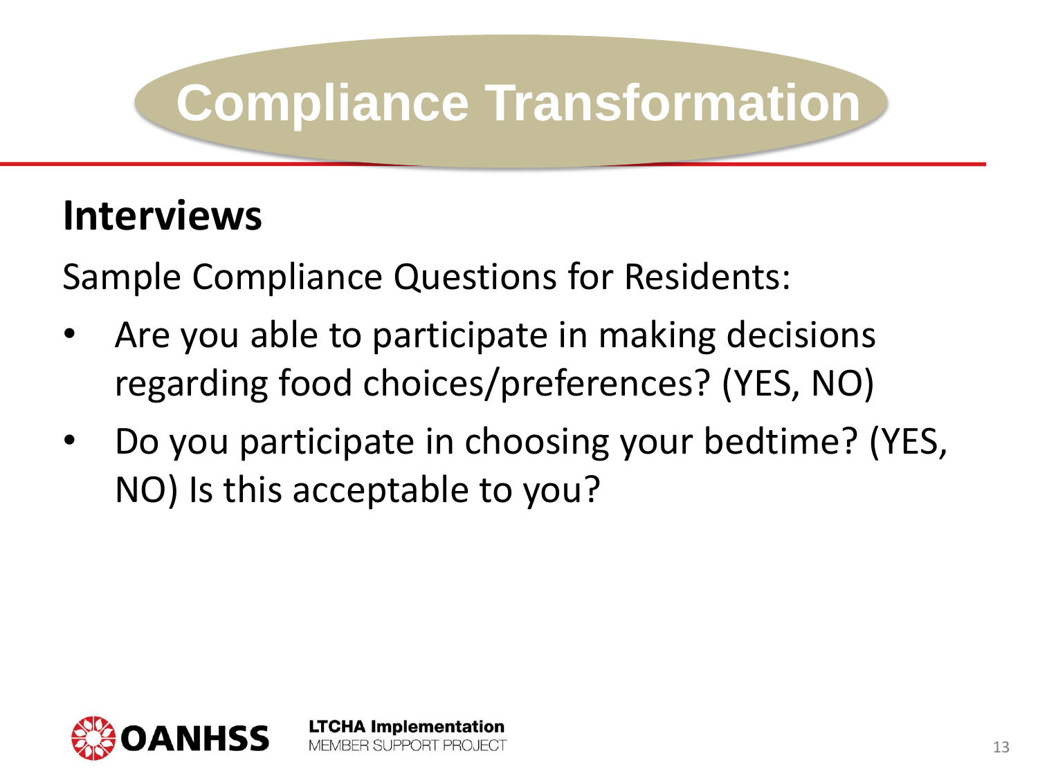# Compliance Transformation

## Interviews

Sample Compliance Questions for Residents:

- Are you able to participate in making decisions regarding food choices/preferences? (YES, NO)
- Do you participate in choosing your bedtime? (YES, NO) Is this acceptable to you?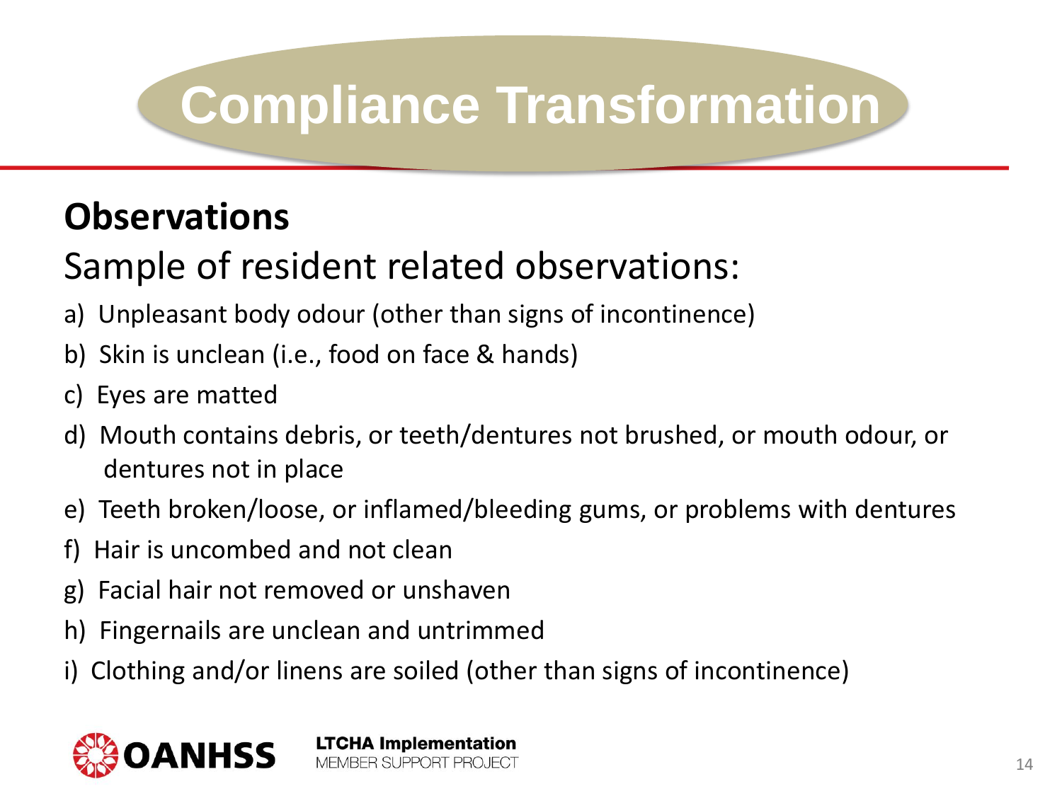# Compliance Transformation

## Observations

Sample of resident related observations:

a) Unpleasant body odour (other than signs of incontinence)
b) Skin is unclean (i.e., food on face & hands)
c) Eyes are matted
d) Mouth contains debris, or teeth/dentures not brushed, or mouth odour, or dentures not in place
e) Teeth broken/loose, or inflamed/bleeding gums, or problems with dentures
f) Hair is uncombed and not clean
g) Facial hair not removed or unshaven
h) Fingernails are unclean and untrimmed
i) Clothing and/or linens are soiled (other than signs of incontinence)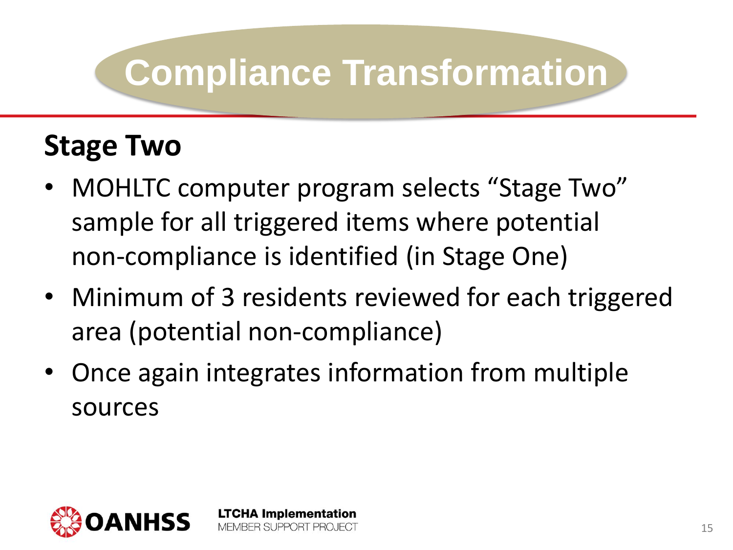# Compliance Transformation

## Stage Two

- MOHLTC computer program selects “Stage Two” sample for all triggered items where potential non-compliance is identified (in Stage One)
- Minimum of 3 residents reviewed for each triggered area (potential non-compliance)
- Once again integrates information from multiple sources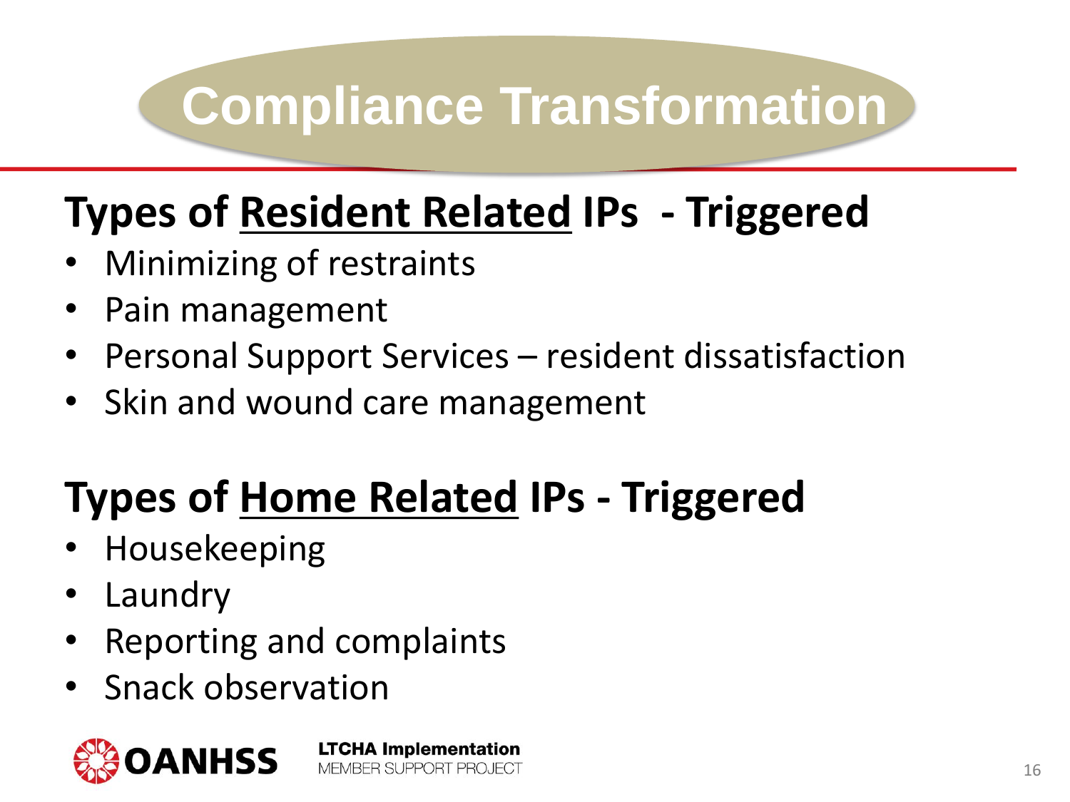# Compliance Transformation

## Types of Resident Related IPs - Triggered

- Minimizing of restraints
- Pain management
- Personal Support Services – resident dissatisfaction
- Skin and wound care management

## Types of Home Related IPs - Triggered

- Housekeeping
- Laundry
- Reporting and complaints
- Snack observation

OANHSS

**LTCHA Implementation**
MEMBER SUPPORT PROJECT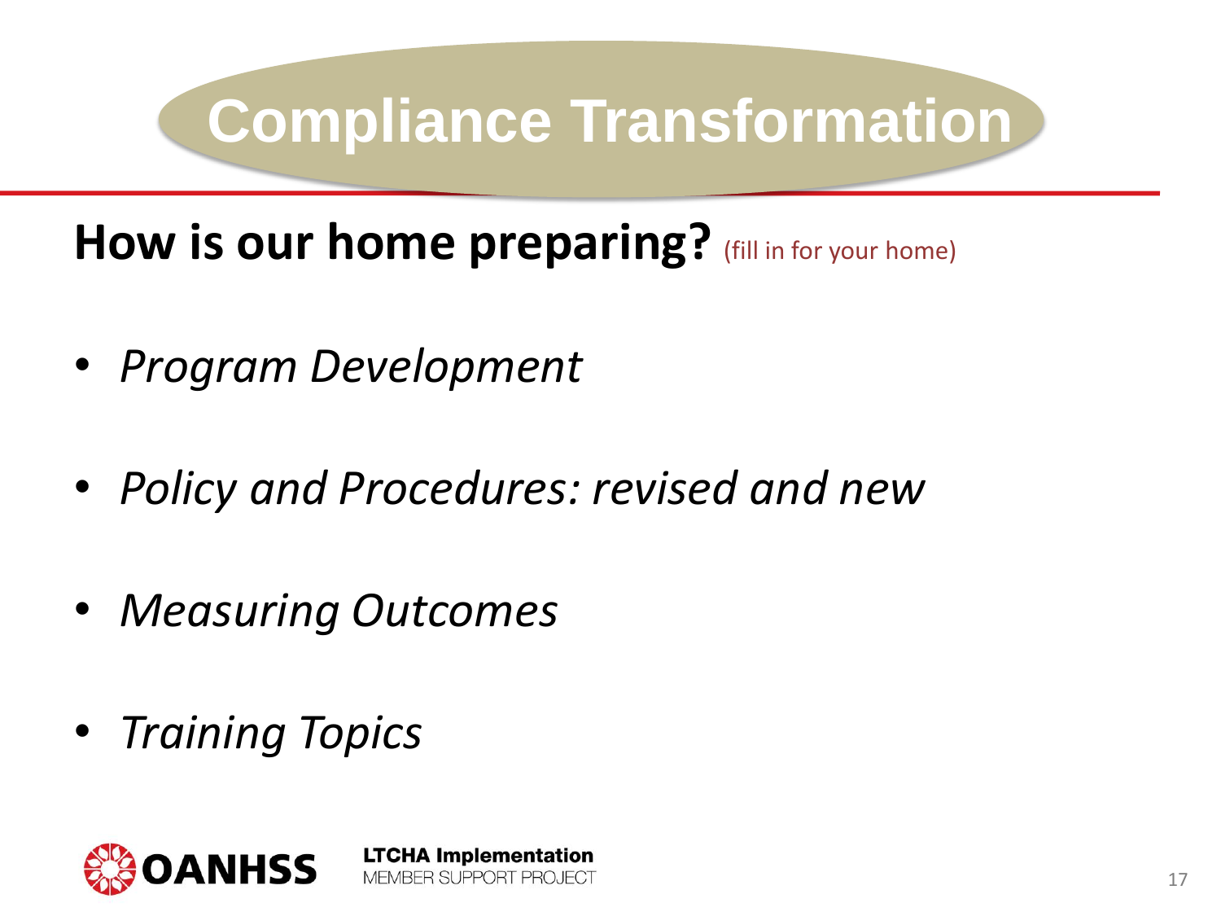# Compliance Transformation

## How is our home preparing? (fill in for your home)

- *Program Development*
- *Policy and Procedures: revised and new*
- *Measuring Outcomes*
- *Training Topics*

OANHSS

**LTCHA Implementation**
MEMBER SUPPORT PROJECT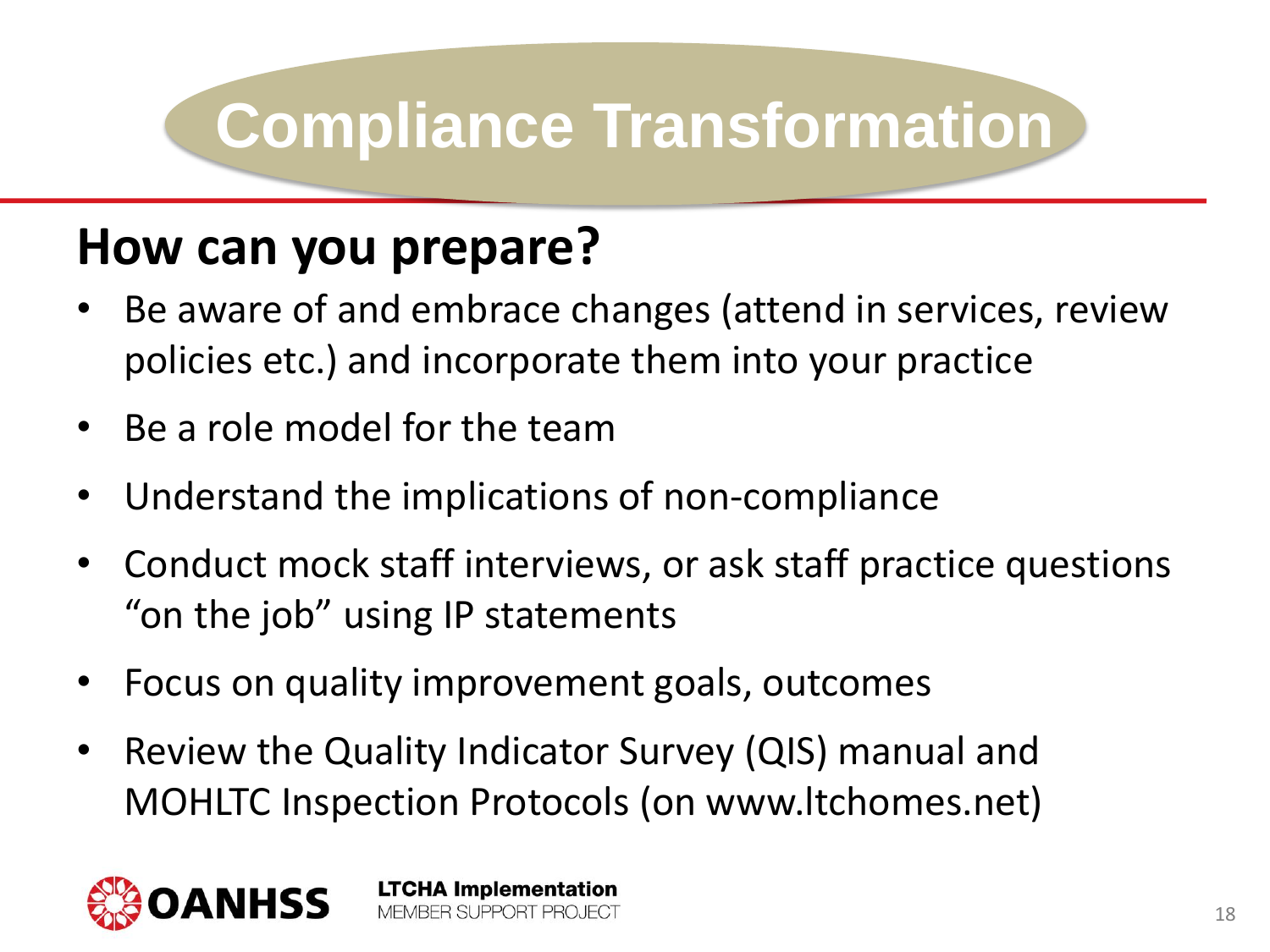# Compliance Transformation

## How can you prepare?

- Be aware of and embrace changes (attend in services, review policies etc.) and incorporate them into your practice
- Be a role model for the team
- Understand the implications of non-compliance
- Conduct mock staff interviews, or ask staff practice questions "on the job" using IP statements
- Focus on quality improvement goals, outcomes
- Review the Quality Indicator Survey (QIS) manual and MOHLTC Inspection Protocols (on www.ltchomes.net)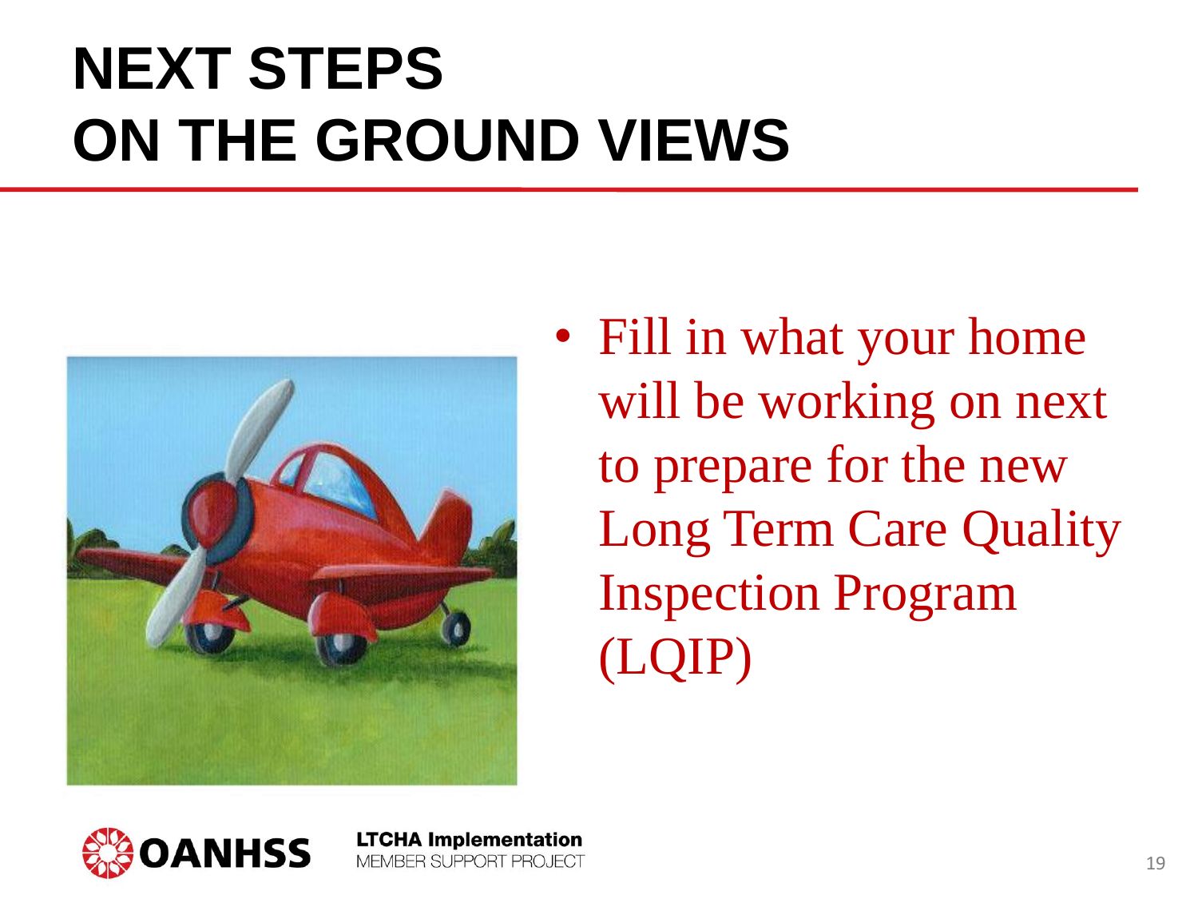# NEXT STEPS ON THE GROUND VIEWS

- Fill in what your home will be working on next to prepare for the new Long Term Care Quality Inspection Program (LQIP)

OANHSS

**LTCHA Implementation**
MEMBER SUPPORT PROJECT